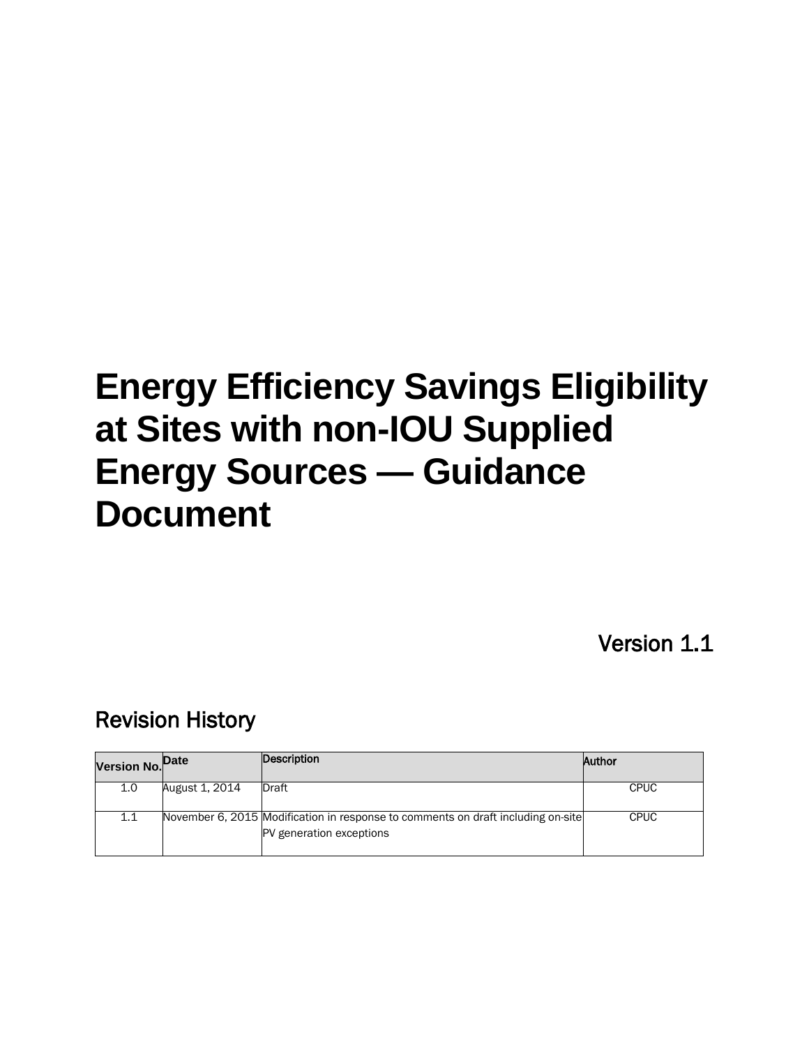# Energy Efficiency Savings Eligibility at Sites with non-IOU Supplied Energy Sources — Guidance Document

Version 1.1

## Revision History

| Version No. | Date | Description | Author |
| --- | --- | --- | --- |
| 1.0 | August 1, 2014 | Draft | CPUC |
| 1.1 | November 6, 2015 | Modification in response to comments on draft including on-site PV generation exceptions | CPUC |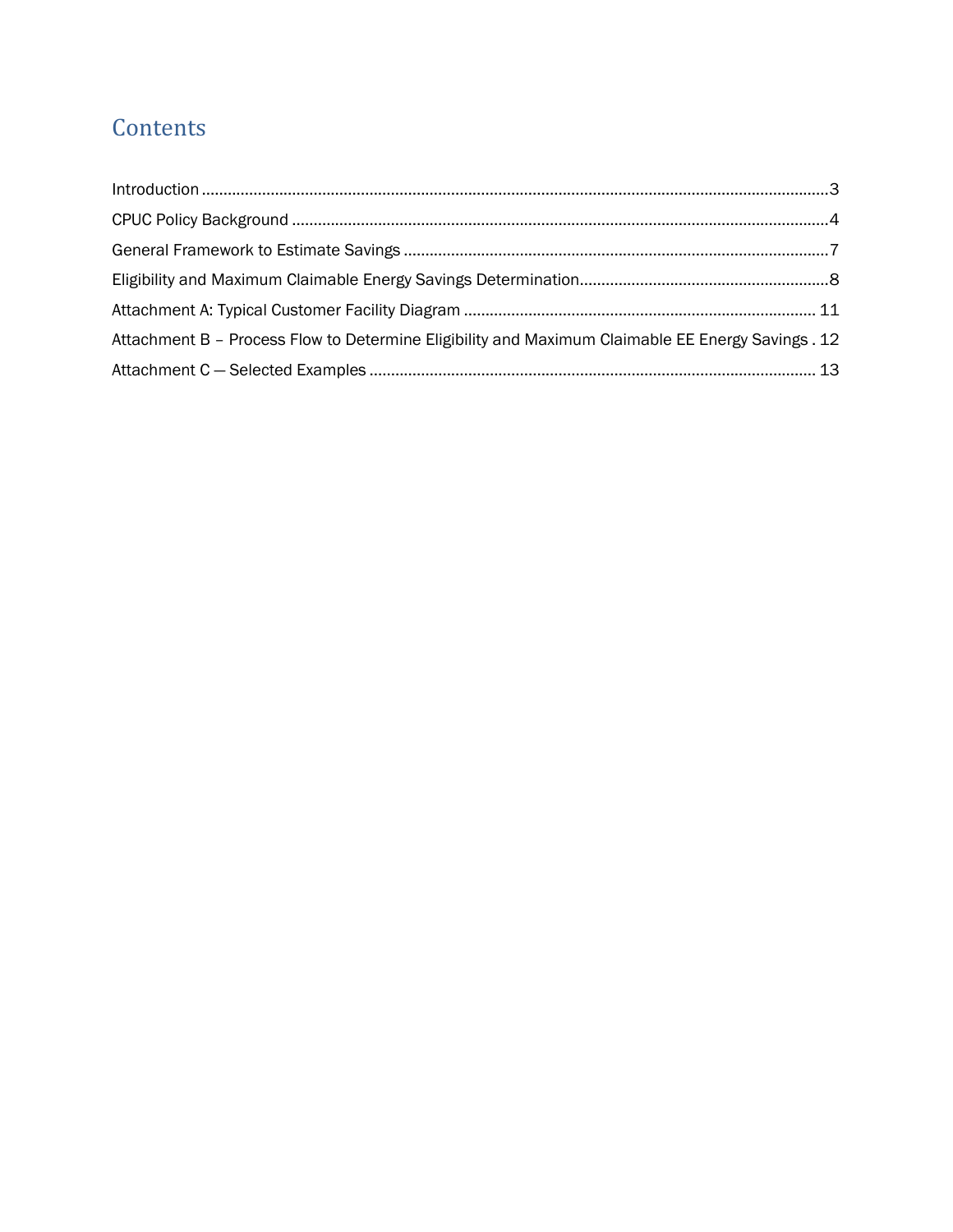## Contents

Introduction ....................................................................................................................................3

CPUC Policy Background .................................................................................................................4

General Framework to Estimate Savings ........................................................................................7

Eligibility and Maximum Claimable Energy Savings Determination................................................8

Attachment A: Typical Customer Facility Diagram ........................................................................ 11

Attachment B – Process Flow to Determine Eligibility and Maximum Claimable EE Energy Savings . 12

Attachment C — Selected Examples ............................................................................................ 13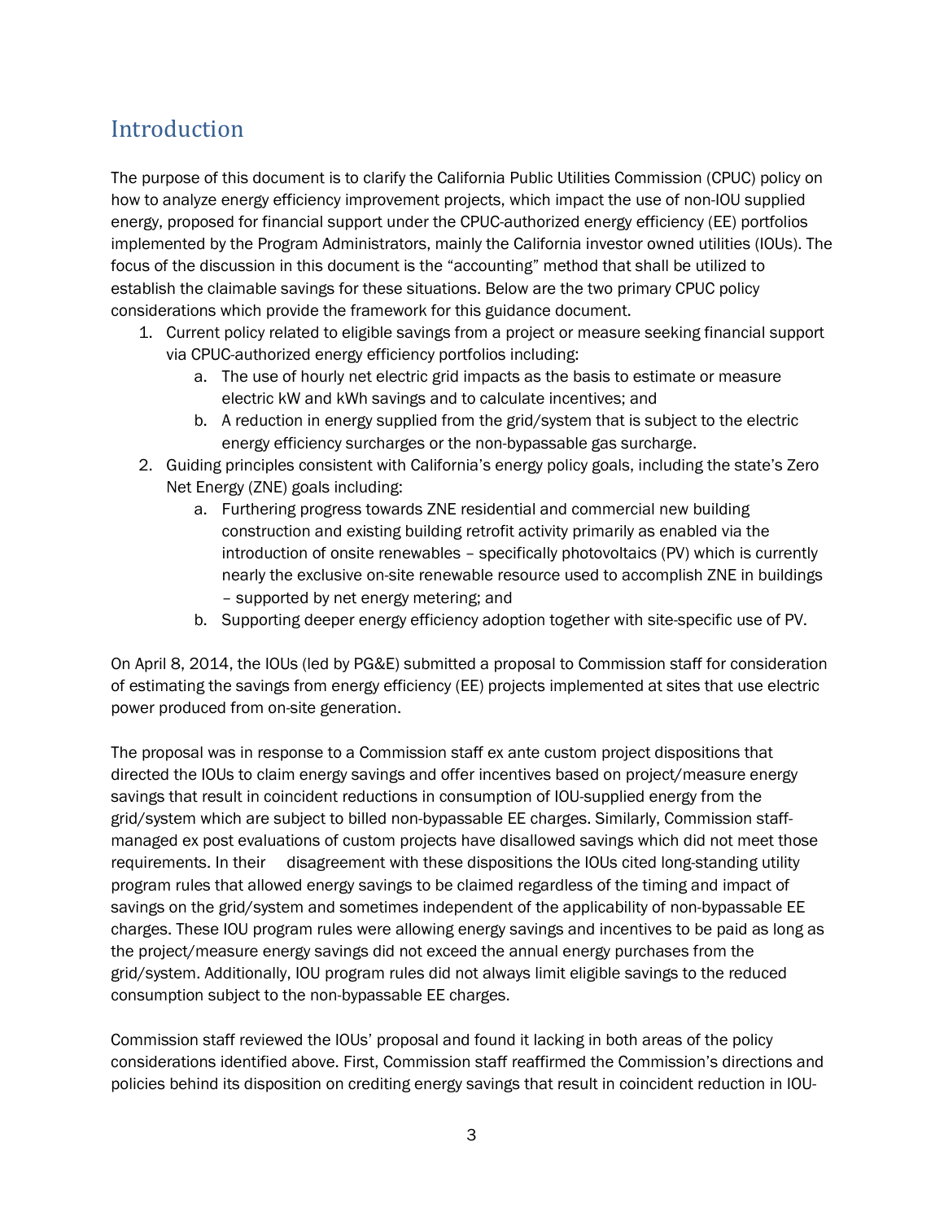## Introduction

The purpose of this document is to clarify the California Public Utilities Commission (CPUC) policy on how to analyze energy efficiency improvement projects, which impact the use of non-IOU supplied energy, proposed for financial support under the CPUC-authorized energy efficiency (EE) portfolios implemented by the Program Administrators, mainly the California investor owned utilities (IOUs). The focus of the discussion in this document is the "accounting" method that shall be utilized to establish the claimable savings for these situations. Below are the two primary CPUC policy considerations which provide the framework for this guidance document.

1. Current policy related to eligible savings from a project or measure seeking financial support via CPUC-authorized energy efficiency portfolios including:
   a. The use of hourly net electric grid impacts as the basis to estimate or measure electric kW and kWh savings and to calculate incentives; and
   b. A reduction in energy supplied from the grid/system that is subject to the electric energy efficiency surcharges or the non-bypassable gas surcharge.
2. Guiding principles consistent with California's energy policy goals, including the state's Zero Net Energy (ZNE) goals including:
   a. Furthering progress towards ZNE residential and commercial new building construction and existing building retrofit activity primarily as enabled via the introduction of onsite renewables – specifically photovoltaics (PV) which is currently nearly the exclusive on-site renewable resource used to accomplish ZNE in buildings – supported by net energy metering; and
   b. Supporting deeper energy efficiency adoption together with site-specific use of PV.

On April 8, 2014, the IOUs (led by PG&E) submitted a proposal to Commission staff for consideration of estimating the savings from energy efficiency (EE) projects implemented at sites that use electric power produced from on-site generation.

The proposal was in response to a Commission staff ex ante custom project dispositions that directed the IOUs to claim energy savings and offer incentives based on project/measure energy savings that result in coincident reductions in consumption of IOU-supplied energy from the grid/system which are subject to billed non-bypassable EE charges. Similarly, Commission staff-managed ex post evaluations of custom projects have disallowed savings which did not meet those requirements. In their disagreement with these dispositions the IOUs cited long-standing utility program rules that allowed energy savings to be claimed regardless of the timing and impact of savings on the grid/system and sometimes independent of the applicability of non-bypassable EE charges. These IOU program rules were allowing energy savings and incentives to be paid as long as the project/measure energy savings did not exceed the annual energy purchases from the grid/system. Additionally, IOU program rules did not always limit eligible savings to the reduced consumption subject to the non-bypassable EE charges.

Commission staff reviewed the IOUs' proposal and found it lacking in both areas of the policy considerations identified above. First, Commission staff reaffirmed the Commission's directions and policies behind its disposition on crediting energy savings that result in coincident reduction in IOU-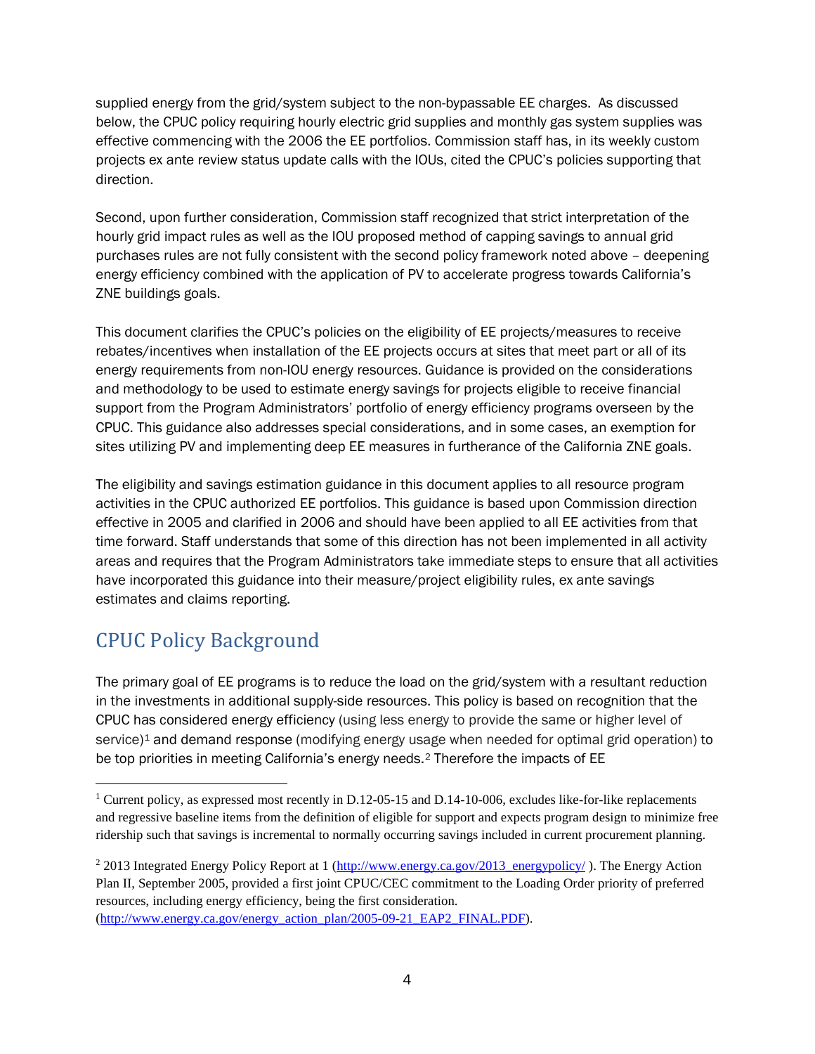supplied energy from the grid/system subject to the non-bypassable EE charges. As discussed below, the CPUC policy requiring hourly electric grid supplies and monthly gas system supplies was effective commencing with the 2006 the EE portfolios. Commission staff has, in its weekly custom projects ex ante review status update calls with the IOUs, cited the CPUC's policies supporting that direction.

Second, upon further consideration, Commission staff recognized that strict interpretation of the hourly grid impact rules as well as the IOU proposed method of capping savings to annual grid purchases rules are not fully consistent with the second policy framework noted above – deepening energy efficiency combined with the application of PV to accelerate progress towards California's ZNE buildings goals.

This document clarifies the CPUC's policies on the eligibility of EE projects/measures to receive rebates/incentives when installation of the EE projects occurs at sites that meet part or all of its energy requirements from non-IOU energy resources. Guidance is provided on the considerations and methodology to be used to estimate energy savings for projects eligible to receive financial support from the Program Administrators' portfolio of energy efficiency programs overseen by the CPUC. This guidance also addresses special considerations, and in some cases, an exemption for sites utilizing PV and implementing deep EE measures in furtherance of the California ZNE goals.

The eligibility and savings estimation guidance in this document applies to all resource program activities in the CPUC authorized EE portfolios. This guidance is based upon Commission direction effective in 2005 and clarified in 2006 and should have been applied to all EE activities from that time forward. Staff understands that some of this direction has not been implemented in all activity areas and requires that the Program Administrators take immediate steps to ensure that all activities have incorporated this guidance into their measure/project eligibility rules, ex ante savings estimates and claims reporting.

## CPUC Policy Background

The primary goal of EE programs is to reduce the load on the grid/system with a resultant reduction in the investments in additional supply-side resources. This policy is based on recognition that the CPUC has considered energy efficiency (using less energy to provide the same or higher level of service)[1] and demand response (modifying energy usage when needed for optimal grid operation) to be top priorities in meeting California's energy needs.[2] Therefore the impacts of EE

---

[1] Current policy, as expressed most recently in D.12-05-15 and D.14-10-006, excludes like-for-like replacements and regressive baseline items from the definition of eligible for support and expects program design to minimize free ridership such that savings is incremental to normally occurring savings included in current procurement planning.

[2] 2013 Integrated Energy Policy Report at 1 (http://www.energy.ca.gov/2013_energypolicy/ ). The Energy Action Plan II, September 2005, provided a first joint CPUC/CEC commitment to the Loading Order priority of preferred resources, including energy efficiency, being the first consideration. (http://www.energy.ca.gov/energy_action_plan/2005-09-21_EAP2_FINAL.PDF).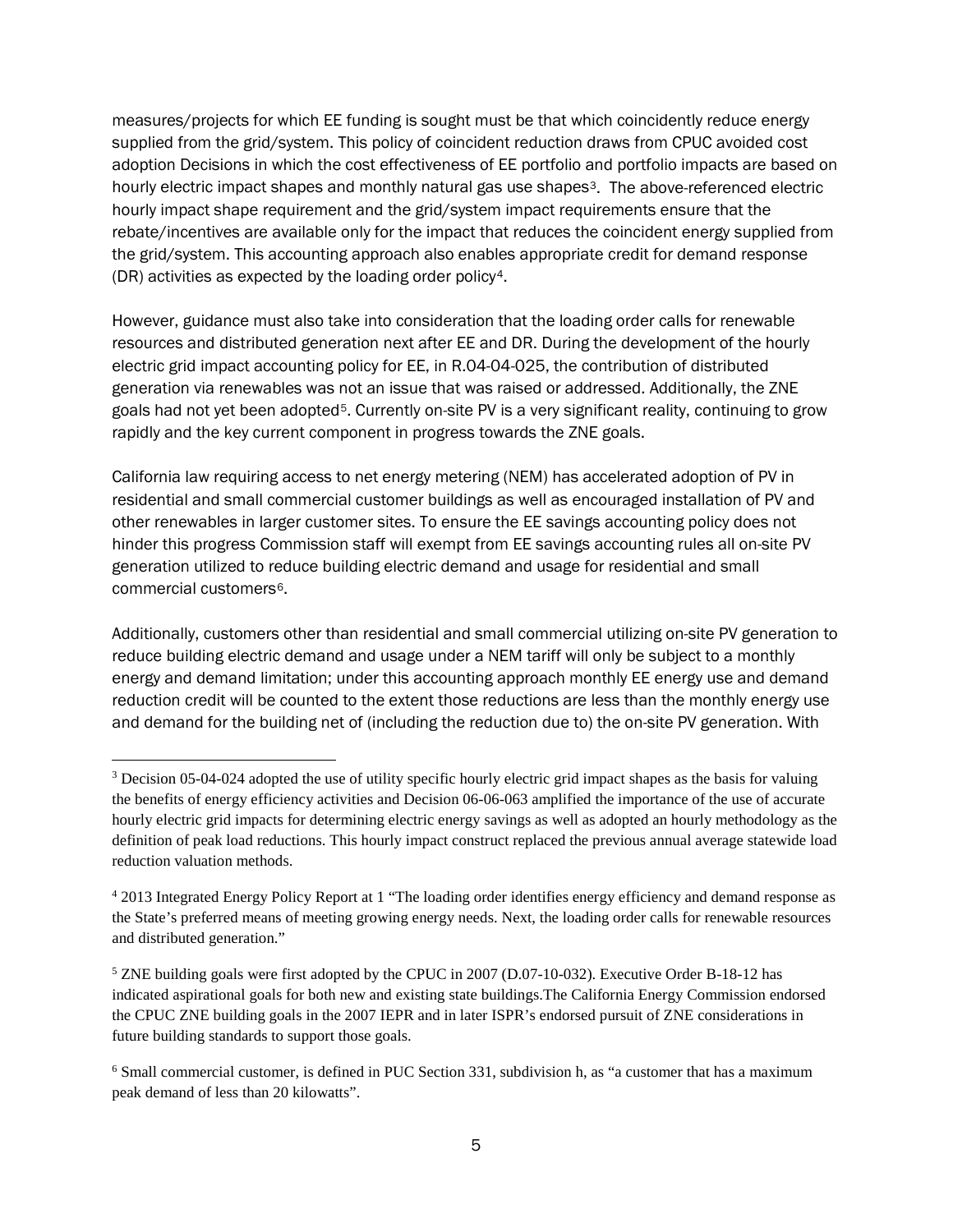measures/projects for which EE funding is sought must be that which coincidently reduce energy supplied from the grid/system. This policy of coincident reduction draws from CPUC avoided cost adoption Decisions in which the cost effectiveness of EE portfolio and portfolio impacts are based on hourly electric impact shapes and monthly natural gas use shapes[3]. The above-referenced electric hourly impact shape requirement and the grid/system impact requirements ensure that the rebate/incentives are available only for the impact that reduces the coincident energy supplied from the grid/system. This accounting approach also enables appropriate credit for demand response (DR) activities as expected by the loading order policy[4].

However, guidance must also take into consideration that the loading order calls for renewable resources and distributed generation next after EE and DR. During the development of the hourly electric grid impact accounting policy for EE, in R.04-04-025, the contribution of distributed generation via renewables was not an issue that was raised or addressed. Additionally, the ZNE goals had not yet been adopted[5]. Currently on-site PV is a very significant reality, continuing to grow rapidly and the key current component in progress towards the ZNE goals.

California law requiring access to net energy metering (NEM) has accelerated adoption of PV in residential and small commercial customer buildings as well as encouraged installation of PV and other renewables in larger customer sites. To ensure the EE savings accounting policy does not hinder this progress Commission staff will exempt from EE savings accounting rules all on-site PV generation utilized to reduce building electric demand and usage for residential and small commercial customers[6].

Additionally, customers other than residential and small commercial utilizing on-site PV generation to reduce building electric demand and usage under a NEM tariff will only be subject to a monthly energy and demand limitation; under this accounting approach monthly EE energy use and demand reduction credit will be counted to the extent those reductions are less than the monthly energy use and demand for the building net of (including the reduction due to) the on-site PV generation. With

---

[3] Decision 05-04-024 adopted the use of utility specific hourly electric grid impact shapes as the basis for valuing the benefits of energy efficiency activities and Decision 06-06-063 amplified the importance of the use of accurate hourly electric grid impacts for determining electric energy savings as well as adopted an hourly methodology as the definition of peak load reductions. This hourly impact construct replaced the previous annual average statewide load reduction valuation methods.

[4] 2013 Integrated Energy Policy Report at 1 "The loading order identifies energy efficiency and demand response as the State's preferred means of meeting growing energy needs. Next, the loading order calls for renewable resources and distributed generation."

[5] ZNE building goals were first adopted by the CPUC in 2007 (D.07-10-032). Executive Order B-18-12 has indicated aspirational goals for both new and existing state buildings.The California Energy Commission endorsed the CPUC ZNE building goals in the 2007 IEPR and in later ISPR's endorsed pursuit of ZNE considerations in future building standards to support those goals.

[6] Small commercial customer, is defined in PUC Section 331, subdivision h, as "a customer that has a maximum peak demand of less than 20 kilowatts".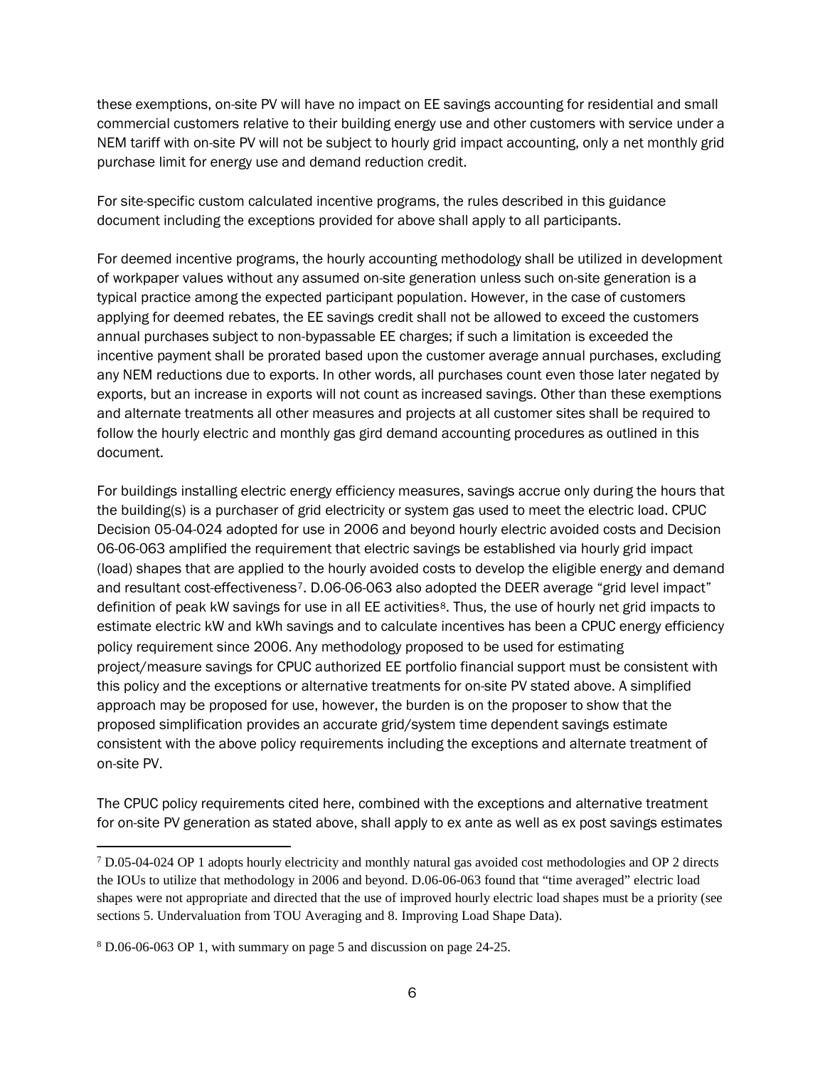these exemptions, on-site PV will have no impact on EE savings accounting for residential and small commercial customers relative to their building energy use and other customers with service under a NEM tariff with on-site PV will not be subject to hourly grid impact accounting, only a net monthly grid purchase limit for energy use and demand reduction credit.

For site-specific custom calculated incentive programs, the rules described in this guidance document including the exceptions provided for above shall apply to all participants.

For deemed incentive programs, the hourly accounting methodology shall be utilized in development of workpaper values without any assumed on-site generation unless such on-site generation is a typical practice among the expected participant population. However, in the case of customers applying for deemed rebates, the EE savings credit shall not be allowed to exceed the customers annual purchases subject to non-bypassable EE charges; if such a limitation is exceeded the incentive payment shall be prorated based upon the customer average annual purchases, excluding any NEM reductions due to exports. In other words, all purchases count even those later negated by exports, but an increase in exports will not count as increased savings. Other than these exemptions and alternate treatments all other measures and projects at all customer sites shall be required to follow the hourly electric and monthly gas gird demand accounting procedures as outlined in this document.

For buildings installing electric energy efficiency measures, savings accrue only during the hours that the building(s) is a purchaser of grid electricity or system gas used to meet the electric load. CPUC Decision 05-04-024 adopted for use in 2006 and beyond hourly electric avoided costs and Decision 06-06-063 amplified the requirement that electric savings be established via hourly grid impact (load) shapes that are applied to the hourly avoided costs to develop the eligible energy and demand and resultant cost-effectiveness[7]. D.06-06-063 also adopted the DEER average "grid level impact" definition of peak kW savings for use in all EE activities[8]. Thus, the use of hourly net grid impacts to estimate electric kW and kWh savings and to calculate incentives has been a CPUC energy efficiency policy requirement since 2006. Any methodology proposed to be used for estimating project/measure savings for CPUC authorized EE portfolio financial support must be consistent with this policy and the exceptions or alternative treatments for on-site PV stated above. A simplified approach may be proposed for use, however, the burden is on the proposer to show that the proposed simplification provides an accurate grid/system time dependent savings estimate consistent with the above policy requirements including the exceptions and alternate treatment of on-site PV.

The CPUC policy requirements cited here, combined with the exceptions and alternative treatment for on-site PV generation as stated above, shall apply to ex ante as well as ex post savings estimates

---

[7] D.05-04-024 OP 1 adopts hourly electricity and monthly natural gas avoided cost methodologies and OP 2 directs the IOUs to utilize that methodology in 2006 and beyond. D.06-06-063 found that "time averaged" electric load shapes were not appropriate and directed that the use of improved hourly electric load shapes must be a priority (see sections 5. Undervaluation from TOU Averaging and 8. Improving Load Shape Data).

[8] D.06-06-063 OP 1, with summary on page 5 and discussion on page 24-25.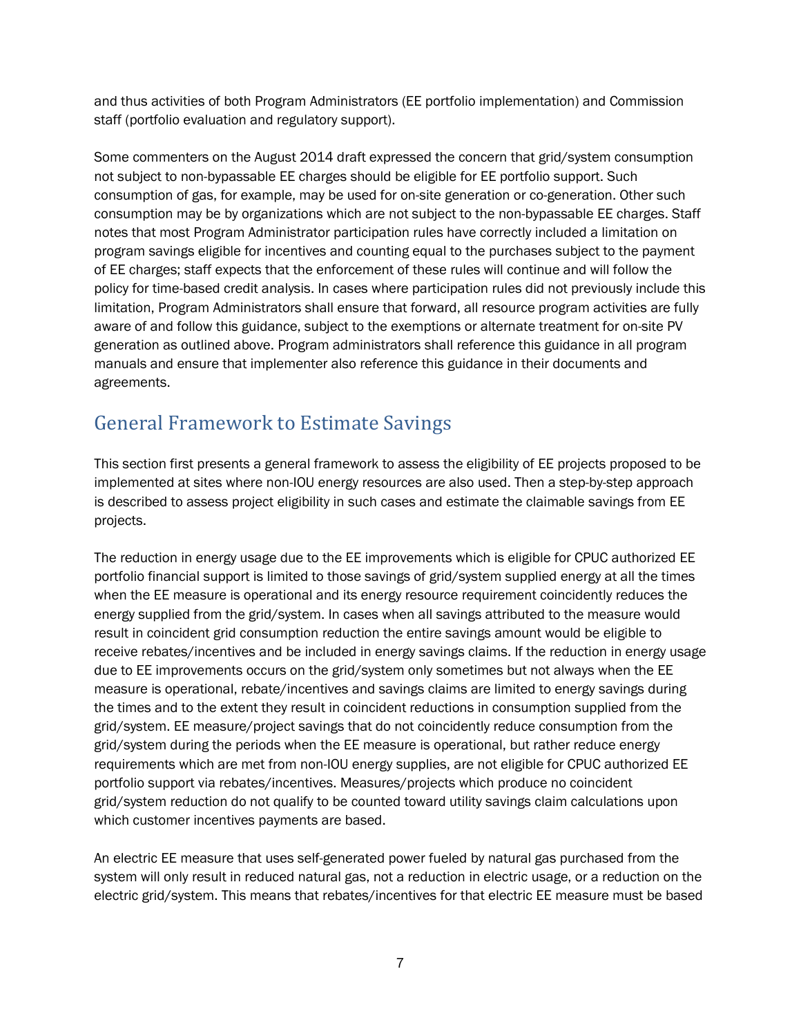and thus activities of both Program Administrators (EE portfolio implementation) and Commission staff (portfolio evaluation and regulatory support).

Some commenters on the August 2014 draft expressed the concern that grid/system consumption not subject to non-bypassable EE charges should be eligible for EE portfolio support. Such consumption of gas, for example, may be used for on-site generation or co-generation. Other such consumption may be by organizations which are not subject to the non-bypassable EE charges. Staff notes that most Program Administrator participation rules have correctly included a limitation on program savings eligible for incentives and counting equal to the purchases subject to the payment of EE charges; staff expects that the enforcement of these rules will continue and will follow the policy for time-based credit analysis. In cases where participation rules did not previously include this limitation, Program Administrators shall ensure that forward, all resource program activities are fully aware of and follow this guidance, subject to the exemptions or alternate treatment for on-site PV generation as outlined above. Program administrators shall reference this guidance in all program manuals and ensure that implementer also reference this guidance in their documents and agreements.

## General Framework to Estimate Savings

This section first presents a general framework to assess the eligibility of EE projects proposed to be implemented at sites where non-IOU energy resources are also used. Then a step-by-step approach is described to assess project eligibility in such cases and estimate the claimable savings from EE projects.

The reduction in energy usage due to the EE improvements which is eligible for CPUC authorized EE portfolio financial support is limited to those savings of grid/system supplied energy at all the times when the EE measure is operational and its energy resource requirement coincidently reduces the energy supplied from the grid/system. In cases when all savings attributed to the measure would result in coincident grid consumption reduction the entire savings amount would be eligible to receive rebates/incentives and be included in energy savings claims. If the reduction in energy usage due to EE improvements occurs on the grid/system only sometimes but not always when the EE measure is operational, rebate/incentives and savings claims are limited to energy savings during the times and to the extent they result in coincident reductions in consumption supplied from the grid/system. EE measure/project savings that do not coincidently reduce consumption from the grid/system during the periods when the EE measure is operational, but rather reduce energy requirements which are met from non-IOU energy supplies, are not eligible for CPUC authorized EE portfolio support via rebates/incentives. Measures/projects which produce no coincident grid/system reduction do not qualify to be counted toward utility savings claim calculations upon which customer incentives payments are based.

An electric EE measure that uses self-generated power fueled by natural gas purchased from the system will only result in reduced natural gas, not a reduction in electric usage, or a reduction on the electric grid/system. This means that rebates/incentives for that electric EE measure must be based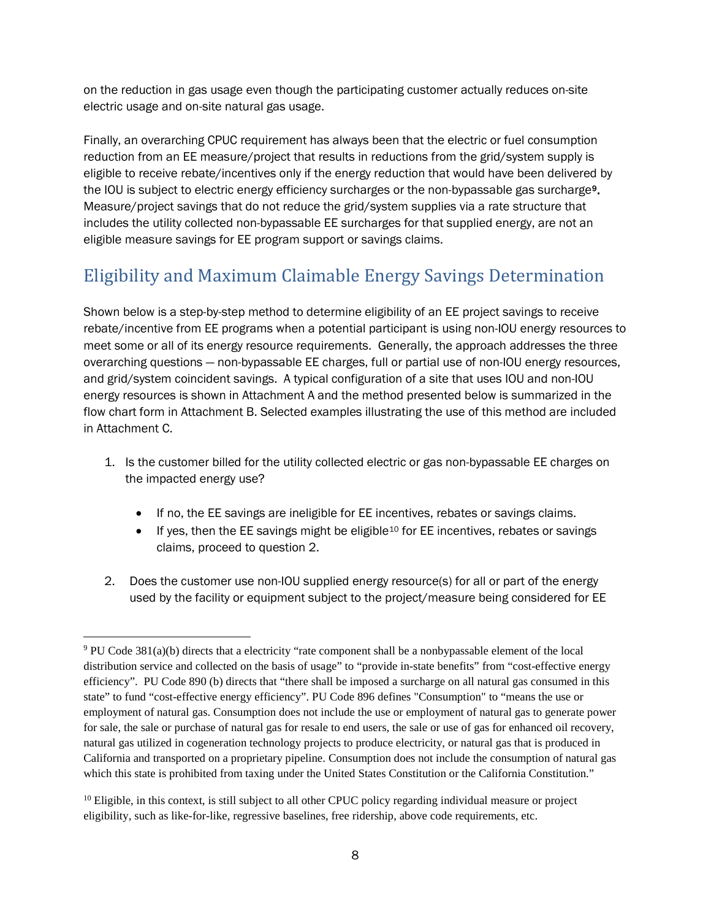on the reduction in gas usage even though the participating customer actually reduces on-site electric usage and on-site natural gas usage.

Finally, an overarching CPUC requirement has always been that the electric or fuel consumption reduction from an EE measure/project that results in reductions from the grid/system supply is eligible to receive rebate/incentives only if the energy reduction that would have been delivered by the IOU is subject to electric energy efficiency surcharges or the non-bypassable gas surcharge[9]. Measure/project savings that do not reduce the grid/system supplies via a rate structure that includes the utility collected non-bypassable EE surcharges for that supplied energy, are not an eligible measure savings for EE program support or savings claims.

## Eligibility and Maximum Claimable Energy Savings Determination

Shown below is a step-by-step method to determine eligibility of an EE project savings to receive rebate/incentive from EE programs when a potential participant is using non-IOU energy resources to meet some or all of its energy resource requirements. Generally, the approach addresses the three overarching questions — non-bypassable EE charges, full or partial use of non-IOU energy resources, and grid/system coincident savings. A typical configuration of a site that uses IOU and non-IOU energy resources is shown in Attachment A and the method presented below is summarized in the flow chart form in Attachment B. Selected examples illustrating the use of this method are included in Attachment C.

1. Is the customer billed for the utility collected electric or gas non-bypassable EE charges on the impacted energy use?
   - If no, the EE savings are ineligible for EE incentives, rebates or savings claims.
   - If yes, then the EE savings might be eligible[10] for EE incentives, rebates or savings claims, proceed to question 2.
2. Does the customer use non-IOU supplied energy resource(s) for all or part of the energy used by the facility or equipment subject to the project/measure being considered for EE

---

[9] PU Code 381(a)(b) directs that a electricity "rate component shall be a nonbypassable element of the local distribution service and collected on the basis of usage" to "provide in-state benefits" from "cost-effective energy efficiency". PU Code 890 (b) directs that "there shall be imposed a surcharge on all natural gas consumed in this state" to fund "cost-effective energy efficiency". PU Code 896 defines "Consumption" to "means the use or employment of natural gas. Consumption does not include the use or employment of natural gas to generate power for sale, the sale or purchase of natural gas for resale to end users, the sale or use of gas for enhanced oil recovery, natural gas utilized in cogeneration technology projects to produce electricity, or natural gas that is produced in California and transported on a proprietary pipeline. Consumption does not include the consumption of natural gas which this state is prohibited from taxing under the United States Constitution or the California Constitution."

[10] Eligible, in this context, is still subject to all other CPUC policy regarding individual measure or project eligibility, such as like-for-like, regressive baselines, free ridership, above code requirements, etc.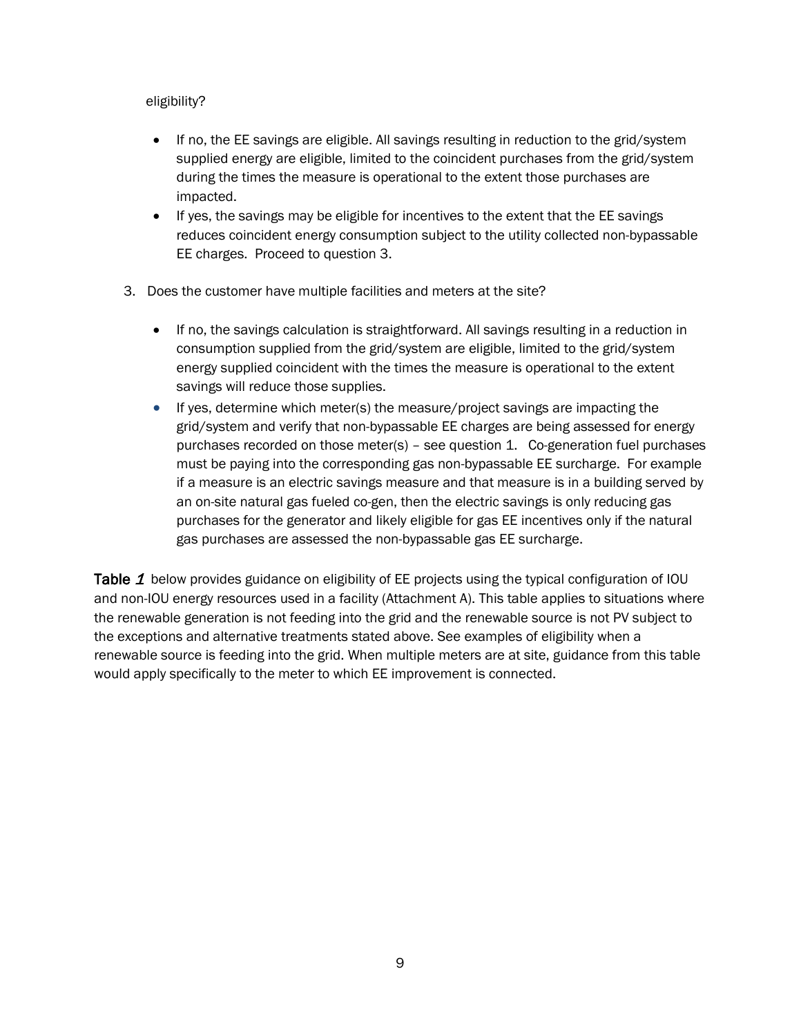eligibility?

- If no, the EE savings are eligible. All savings resulting in reduction to the grid/system supplied energy are eligible, limited to the coincident purchases from the grid/system during the times the measure is operational to the extent those purchases are impacted.
- If yes, the savings may be eligible for incentives to the extent that the EE savings reduces coincident energy consumption subject to the utility collected non-bypassable EE charges. Proceed to question 3.

3. Does the customer have multiple facilities and meters at the site?

   - If no, the savings calculation is straightforward. All savings resulting in a reduction in consumption supplied from the grid/system are eligible, limited to the grid/system energy supplied coincident with the times the measure is operational to the extent savings will reduce those supplies.
   - If yes, determine which meter(s) the measure/project savings are impacting the grid/system and verify that non-bypassable EE charges are being assessed for energy purchases recorded on those meter(s) – see question 1. Co-generation fuel purchases must be paying into the corresponding gas non-bypassable EE surcharge. For example if a measure is an electric savings measure and that measure is in a building served by an on-site natural gas fueled co-gen, then the electric savings is only reducing gas purchases for the generator and likely eligible for gas EE incentives only if the natural gas purchases are assessed the non-bypassable gas EE surcharge.

**Table *1*** below provides guidance on eligibility of EE projects using the typical configuration of IOU and non-IOU energy resources used in a facility (Attachment A). This table applies to situations where the renewable generation is not feeding into the grid and the renewable source is not PV subject to the exceptions and alternative treatments stated above. See examples of eligibility when a renewable source is feeding into the grid. When multiple meters are at site, guidance from this table would apply specifically to the meter to which EE improvement is connected.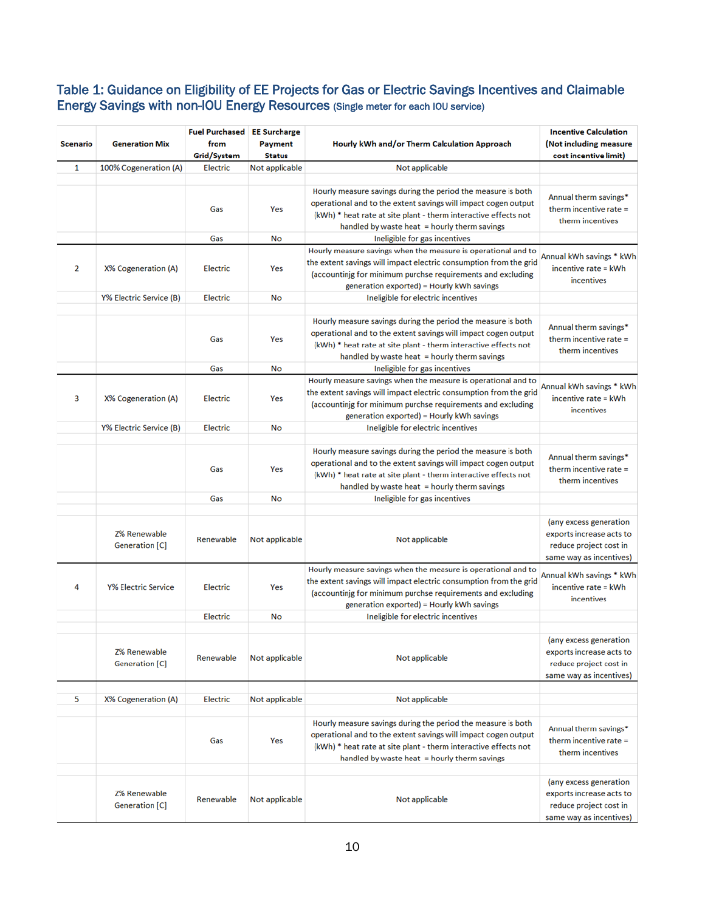## Table 1: Guidance on Eligibility of EE Projects for Gas or Electric Savings Incentives and Claimable Energy Savings with non-IOU Energy Resources (Single meter for each IOU service)

| Scenario | Generation Mix | Fuel Purchased from Grid/System | EE Surcharge Payment Status | Hourly kWh and/or Therm Calculation Approach | Incentive Calculation (Not including measure cost incentive limit) |
|---|---|---|---|---|---|
| 1 | 100% Cogeneration (A) | Electric | Not applicable | Not applicable | |
| | | | | | |
| | | Gas | Yes | Hourly measure savings during the period the measure is both operational and to the extent savings will impact cogen output (kWh) * heat rate at site plant - therm interactive effects not handled by waste heat = hourly therm savings | Annual therm savings* therm incentive rate = therm incentives |
| | | Gas | No | Ineligible for gas incentives | |
| 2 | X% Cogeneration (A) | Electric | Yes | Hourly measure savings when the measure is operational and to the extent savings will impact electric consumption from the grid (accountinjg for minimum purchse requirements and excluding generation exported) = Hourly kWh savings | Annual kWh savings * kWh incentive rate = kWh incentives |
| | Y% Electric Service (B) | Electric | No | Ineligible for electric incentives | |
| | | | | | |
| | | Gas | Yes | Hourly measure savings during the period the measure is both operational and to the extent savings will impact cogen output (kWh) * heat rate at site plant - therm interactive effects not handled by waste heat = hourly therm savings | Annual therm savings* therm incentive rate = therm incentives |
| | | Gas | No | Ineligible for gas incentives | |
| 3 | X% Cogeneration (A) | Electric | Yes | Hourly measure savings when the measure is operational and to the extent savings will impact electric consumption from the grid (accountinjg for minimum purchse requirements and excluding generation exported) = Hourly kWh savings | Annual kWh savings * kWh incentive rate = kWh incentives |
| | Y% Electric Service (B) | Electric | No | Ineligible for electric incentives | |
| | | | | | |
| | | Gas | Yes | Hourly measure savings during the period the measure is both operational and to the extent savings will impact cogen output (kWh) * heat rate at site plant - therm interactive effects not handled by waste heat = hourly therm savings | Annual therm savings* therm incentive rate = therm incentives |
| | | Gas | No | Ineligible for gas incentives | |
| | | | | | |
| | Z% Renewable Generation [C] | Renewable | Not applicable | Not applicable | (any excess generation exports increase acts to reduce project cost in same way as incentives) |
| 4 | Y% Electric Service | Electric | Yes | Hourly measure savings when the measure is operational and to the extent savings will impact electric consumption from the grid (accountinjg for minimum purchse requirements and excluding generation exported) = Hourly kWh savings | Annual kWh savings * kWh incentive rate = kWh incentives |
| | | Electric | No | Ineligible for electric incentives | |
| | | | | | |
| | Z% Renewable Generation [C] | Renewable | Not applicable | Not applicable | (any excess generation exports increase acts to reduce project cost in same way as incentives) |
| | | | | | |
| 5 | X% Cogeneration (A) | Electric | Not applicable | Not applicable | |
| | | | | | |
| | | Gas | Yes | Hourly measure savings during the period the measure is both operational and to the extent savings will impact cogen output (kWh) * heat rate at site plant - therm interactive effects not handled by waste heat = hourly therm savings | Annual therm savings* therm incentive rate = therm incentives |
| | | | | | |
| | Z% Renewable Generation [C] | Renewable | Not applicable | Not applicable | (any excess generation exports increase acts to reduce project cost in same way as incentives) |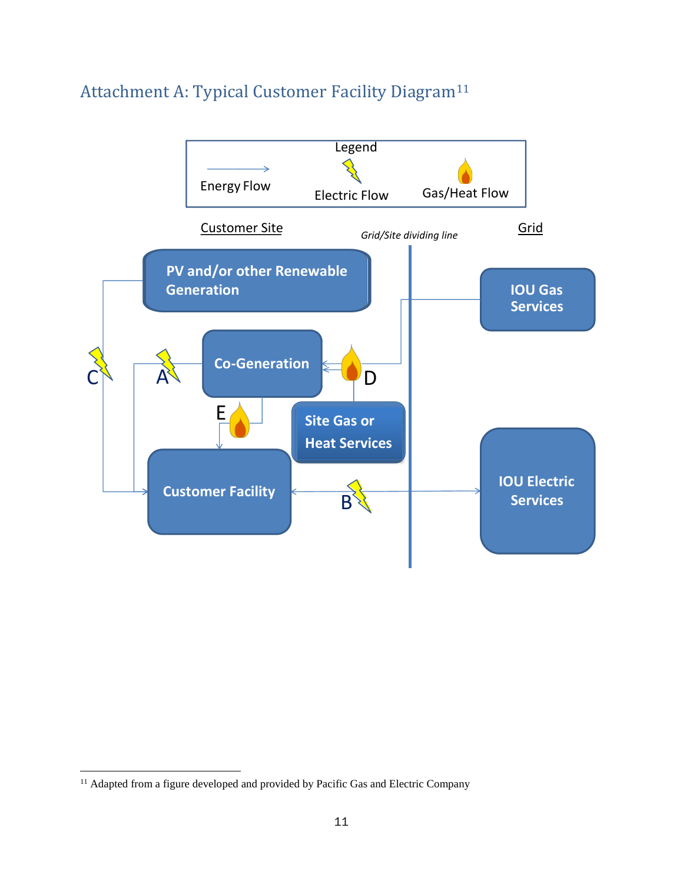## Attachment A: Typical Customer Facility Diagram[11]

Legend

Energy Flow

Electric Flow

Gas/Heat Flow

Customer Site

*Grid/Site dividing line*

Grid

PV and/or other Renewable Generation

IOU Gas Services

C

A

Co-Generation

D

E

Site Gas or Heat Services

Customer Facility

B

IOU Electric Services

---

[11] Adapted from a figure developed and provided by Pacific Gas and Electric Company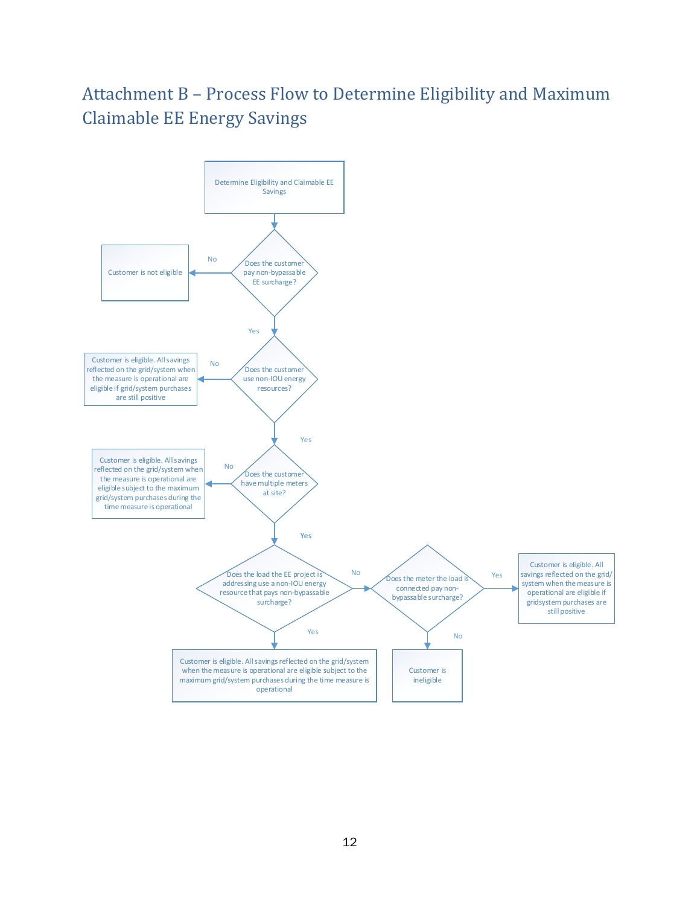# Attachment B – Process Flow to Determine Eligibility and Maximum Claimable EE Energy Savings

Determine Eligibility and Claimable EE Savings

Does the customer pay non-bypassable EE surcharge?

- No → Customer is not eligible
- Yes → Does the customer use non-IOU energy resources?
  - No → Customer is eligible. All savings reflected on the grid/system when the measure is operational are eligible if grid/system purchases are still positive
  - Yes → Does the customer have multiple meters at site?
    - No → Customer is eligible. All savings reflected on the grid/system when the measure is operational are eligible subject to the maximum grid/system purchases during the time measure is operational
    - Yes → Does the load the EE project is addressing use a non-IOU energy resource that pays non-bypassable surcharge?
      - Yes → Customer is eligible. All savings reflected on the grid/system when the measure is operational are eligible subject to the maximum grid/system purchases during the time measure is operational
      - No → Does the meter the load is connected pay non-bypassable surcharge?
        - Yes → Customer is eligible. All savings reflected on the grid/system when the measure is operational are eligible if gridsystem purchases are still positive
        - No → Customer is ineligible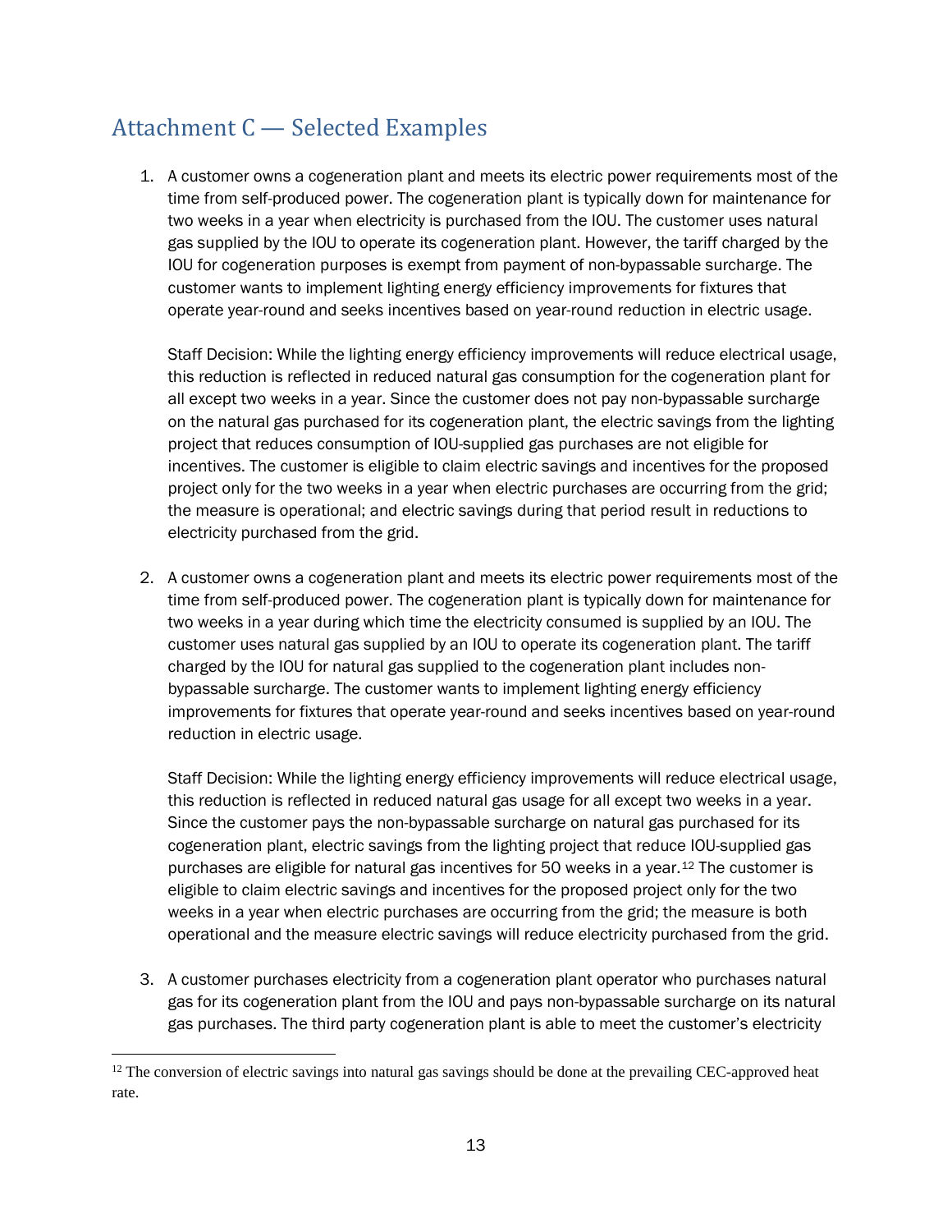## Attachment C — Selected Examples

1. A customer owns a cogeneration plant and meets its electric power requirements most of the time from self-produced power. The cogeneration plant is typically down for maintenance for two weeks in a year when electricity is purchased from the IOU. The customer uses natural gas supplied by the IOU to operate its cogeneration plant. However, the tariff charged by the IOU for cogeneration purposes is exempt from payment of non-bypassable surcharge. The customer wants to implement lighting energy efficiency improvements for fixtures that operate year-round and seeks incentives based on year-round reduction in electric usage.

   Staff Decision: While the lighting energy efficiency improvements will reduce electrical usage, this reduction is reflected in reduced natural gas consumption for the cogeneration plant for all except two weeks in a year. Since the customer does not pay non-bypassable surcharge on the natural gas purchased for its cogeneration plant, the electric savings from the lighting project that reduces consumption of IOU-supplied gas purchases are not eligible for incentives. The customer is eligible to claim electric savings and incentives for the proposed project only for the two weeks in a year when electric purchases are occurring from the grid; the measure is operational; and electric savings during that period result in reductions to electricity purchased from the grid.

2. A customer owns a cogeneration plant and meets its electric power requirements most of the time from self-produced power. The cogeneration plant is typically down for maintenance for two weeks in a year during which time the electricity consumed is supplied by an IOU. The customer uses natural gas supplied by an IOU to operate its cogeneration plant. The tariff charged by the IOU for natural gas supplied to the cogeneration plant includes non-bypassable surcharge. The customer wants to implement lighting energy efficiency improvements for fixtures that operate year-round and seeks incentives based on year-round reduction in electric usage.

   Staff Decision: While the lighting energy efficiency improvements will reduce electrical usage, this reduction is reflected in reduced natural gas usage for all except two weeks in a year. Since the customer pays the non-bypassable surcharge on natural gas purchased for its cogeneration plant, electric savings from the lighting project that reduce IOU-supplied gas purchases are eligible for natural gas incentives for 50 weeks in a year.[12] The customer is eligible to claim electric savings and incentives for the proposed project only for the two weeks in a year when electric purchases are occurring from the grid; the measure is both operational and the measure electric savings will reduce electricity purchased from the grid.

3. A customer purchases electricity from a cogeneration plant operator who purchases natural gas for its cogeneration plant from the IOU and pays non-bypassable surcharge on its natural gas purchases. The third party cogeneration plant is able to meet the customer's electricity

[12] The conversion of electric savings into natural gas savings should be done at the prevailing CEC-approved heat rate.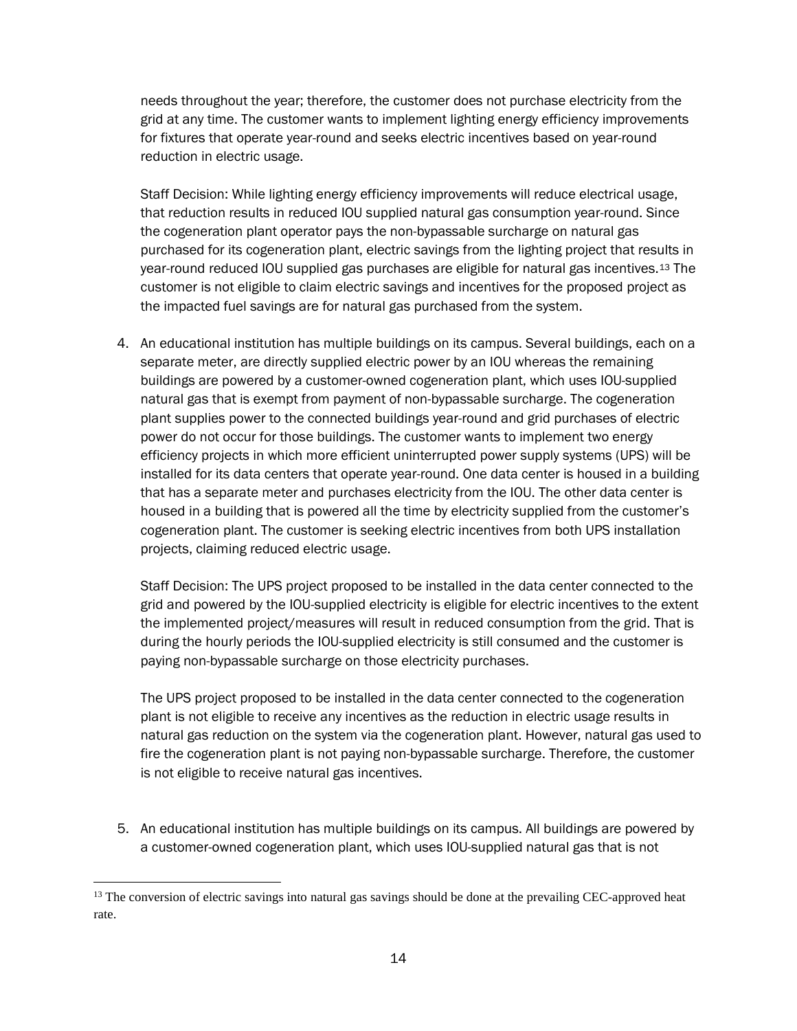needs throughout the year; therefore, the customer does not purchase electricity from the grid at any time. The customer wants to implement lighting energy efficiency improvements for fixtures that operate year-round and seeks electric incentives based on year-round reduction in electric usage.

Staff Decision: While lighting energy efficiency improvements will reduce electrical usage, that reduction results in reduced IOU supplied natural gas consumption year-round. Since the cogeneration plant operator pays the non-bypassable surcharge on natural gas purchased for its cogeneration plant, electric savings from the lighting project that results in year-round reduced IOU supplied gas purchases are eligible for natural gas incentives.[13] The customer is not eligible to claim electric savings and incentives for the proposed project as the impacted fuel savings are for natural gas purchased from the system.

4. An educational institution has multiple buildings on its campus. Several buildings, each on a separate meter, are directly supplied electric power by an IOU whereas the remaining buildings are powered by a customer-owned cogeneration plant, which uses IOU-supplied natural gas that is exempt from payment of non-bypassable surcharge. The cogeneration plant supplies power to the connected buildings year-round and grid purchases of electric power do not occur for those buildings. The customer wants to implement two energy efficiency projects in which more efficient uninterrupted power supply systems (UPS) will be installed for its data centers that operate year-round. One data center is housed in a building that has a separate meter and purchases electricity from the IOU. The other data center is housed in a building that is powered all the time by electricity supplied from the customer's cogeneration plant. The customer is seeking electric incentives from both UPS installation projects, claiming reduced electric usage.

   Staff Decision: The UPS project proposed to be installed in the data center connected to the grid and powered by the IOU-supplied electricity is eligible for electric incentives to the extent the implemented project/measures will result in reduced consumption from the grid. That is during the hourly periods the IOU-supplied electricity is still consumed and the customer is paying non-bypassable surcharge on those electricity purchases.

   The UPS project proposed to be installed in the data center connected to the cogeneration plant is not eligible to receive any incentives as the reduction in electric usage results in natural gas reduction on the system via the cogeneration plant. However, natural gas used to fire the cogeneration plant is not paying non-bypassable surcharge. Therefore, the customer is not eligible to receive natural gas incentives.

5. An educational institution has multiple buildings on its campus. All buildings are powered by a customer-owned cogeneration plant, which uses IOU-supplied natural gas that is not

---

[13] The conversion of electric savings into natural gas savings should be done at the prevailing CEC-approved heat rate.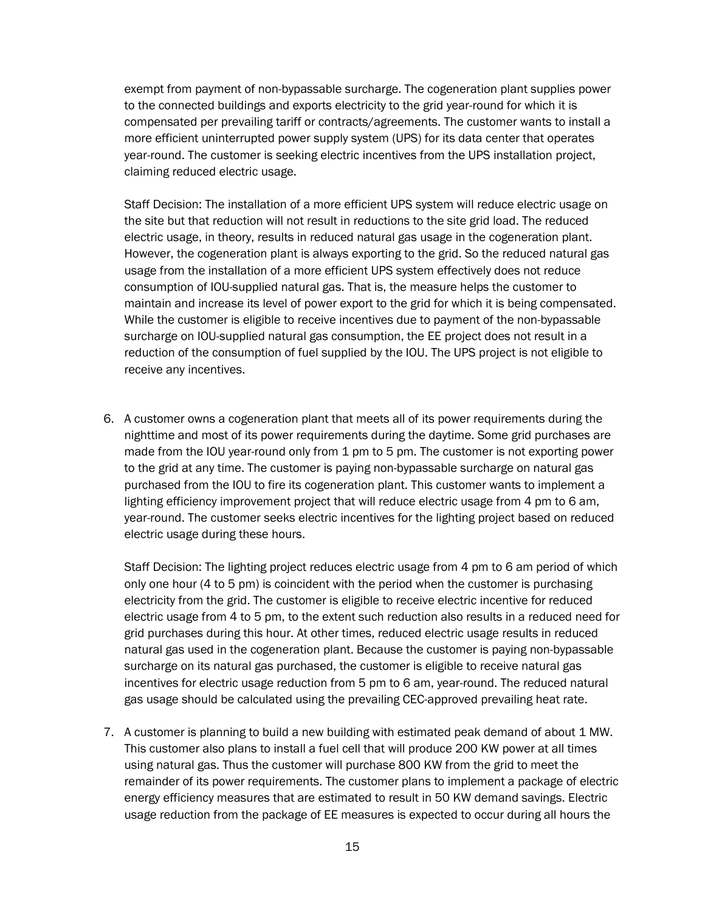exempt from payment of non-bypassable surcharge. The cogeneration plant supplies power to the connected buildings and exports electricity to the grid year-round for which it is compensated per prevailing tariff or contracts/agreements. The customer wants to install a more efficient uninterrupted power supply system (UPS) for its data center that operates year-round. The customer is seeking electric incentives from the UPS installation project, claiming reduced electric usage.

Staff Decision: The installation of a more efficient UPS system will reduce electric usage on the site but that reduction will not result in reductions to the site grid load. The reduced electric usage, in theory, results in reduced natural gas usage in the cogeneration plant. However, the cogeneration plant is always exporting to the grid. So the reduced natural gas usage from the installation of a more efficient UPS system effectively does not reduce consumption of IOU-supplied natural gas. That is, the measure helps the customer to maintain and increase its level of power export to the grid for which it is being compensated. While the customer is eligible to receive incentives due to payment of the non-bypassable surcharge on IOU-supplied natural gas consumption, the EE project does not result in a reduction of the consumption of fuel supplied by the IOU. The UPS project is not eligible to receive any incentives.

6. A customer owns a cogeneration plant that meets all of its power requirements during the nighttime and most of its power requirements during the daytime. Some grid purchases are made from the IOU year-round only from 1 pm to 5 pm. The customer is not exporting power to the grid at any time. The customer is paying non-bypassable surcharge on natural gas purchased from the IOU to fire its cogeneration plant. This customer wants to implement a lighting efficiency improvement project that will reduce electric usage from 4 pm to 6 am, year-round. The customer seeks electric incentives for the lighting project based on reduced electric usage during these hours.

   Staff Decision: The lighting project reduces electric usage from 4 pm to 6 am period of which only one hour (4 to 5 pm) is coincident with the period when the customer is purchasing electricity from the grid. The customer is eligible to receive electric incentive for reduced electric usage from 4 to 5 pm, to the extent such reduction also results in a reduced need for grid purchases during this hour. At other times, reduced electric usage results in reduced natural gas used in the cogeneration plant. Because the customer is paying non-bypassable surcharge on its natural gas purchased, the customer is eligible to receive natural gas incentives for electric usage reduction from 5 pm to 6 am, year-round. The reduced natural gas usage should be calculated using the prevailing CEC-approved prevailing heat rate.

7. A customer is planning to build a new building with estimated peak demand of about 1 MW. This customer also plans to install a fuel cell that will produce 200 KW power at all times using natural gas. Thus the customer will purchase 800 KW from the grid to meet the remainder of its power requirements. The customer plans to implement a package of electric energy efficiency measures that are estimated to result in 50 KW demand savings. Electric usage reduction from the package of EE measures is expected to occur during all hours the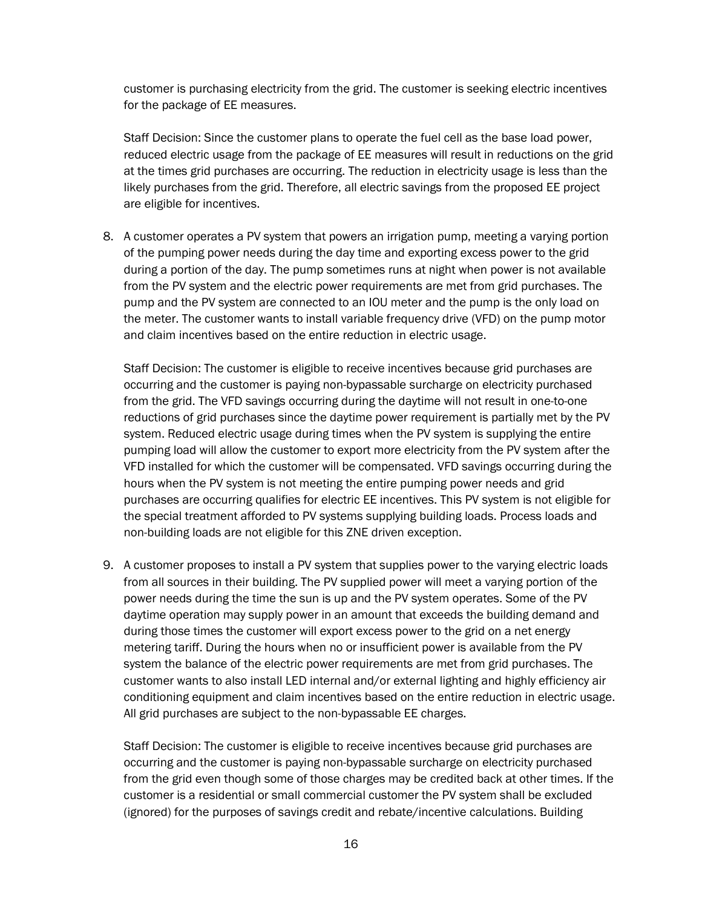customer is purchasing electricity from the grid. The customer is seeking electric incentives for the package of EE measures.

Staff Decision: Since the customer plans to operate the fuel cell as the base load power, reduced electric usage from the package of EE measures will result in reductions on the grid at the times grid purchases are occurring. The reduction in electricity usage is less than the likely purchases from the grid. Therefore, all electric savings from the proposed EE project are eligible for incentives.

8. A customer operates a PV system that powers an irrigation pump, meeting a varying portion of the pumping power needs during the day time and exporting excess power to the grid during a portion of the day. The pump sometimes runs at night when power is not available from the PV system and the electric power requirements are met from grid purchases. The pump and the PV system are connected to an IOU meter and the pump is the only load on the meter. The customer wants to install variable frequency drive (VFD) on the pump motor and claim incentives based on the entire reduction in electric usage.

   Staff Decision: The customer is eligible to receive incentives because grid purchases are occurring and the customer is paying non-bypassable surcharge on electricity purchased from the grid. The VFD savings occurring during the daytime will not result in one-to-one reductions of grid purchases since the daytime power requirement is partially met by the PV system. Reduced electric usage during times when the PV system is supplying the entire pumping load will allow the customer to export more electricity from the PV system after the VFD installed for which the customer will be compensated. VFD savings occurring during the hours when the PV system is not meeting the entire pumping power needs and grid purchases are occurring qualifies for electric EE incentives. This PV system is not eligible for the special treatment afforded to PV systems supplying building loads. Process loads and non-building loads are not eligible for this ZNE driven exception.

9. A customer proposes to install a PV system that supplies power to the varying electric loads from all sources in their building. The PV supplied power will meet a varying portion of the power needs during the time the sun is up and the PV system operates. Some of the PV daytime operation may supply power in an amount that exceeds the building demand and during those times the customer will export excess power to the grid on a net energy metering tariff. During the hours when no or insufficient power is available from the PV system the balance of the electric power requirements are met from grid purchases. The customer wants to also install LED internal and/or external lighting and highly efficiency air conditioning equipment and claim incentives based on the entire reduction in electric usage. All grid purchases are subject to the non-bypassable EE charges.

   Staff Decision: The customer is eligible to receive incentives because grid purchases are occurring and the customer is paying non-bypassable surcharge on electricity purchased from the grid even though some of those charges may be credited back at other times. If the customer is a residential or small commercial customer the PV system shall be excluded (ignored) for the purposes of savings credit and rebate/incentive calculations. Building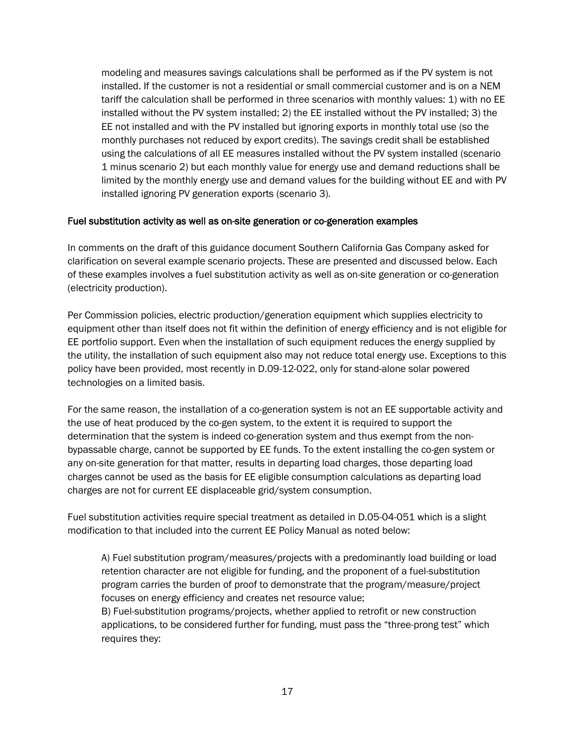modeling and measures savings calculations shall be performed as if the PV system is not installed. If the customer is not a residential or small commercial customer and is on a NEM tariff the calculation shall be performed in three scenarios with monthly values: 1) with no EE installed without the PV system installed; 2) the EE installed without the PV installed; 3) the EE not installed and with the PV installed but ignoring exports in monthly total use (so the monthly purchases not reduced by export credits). The savings credit shall be established using the calculations of all EE measures installed without the PV system installed (scenario 1 minus scenario 2) but each monthly value for energy use and demand reductions shall be limited by the monthly energy use and demand values for the building without EE and with PV installed ignoring PV generation exports (scenario 3).

## Fuel substitution activity as well as on-site generation or co-generation examples

In comments on the draft of this guidance document Southern California Gas Company asked for clarification on several example scenario projects. These are presented and discussed below. Each of these examples involves a fuel substitution activity as well as on-site generation or co-generation (electricity production).

Per Commission policies, electric production/generation equipment which supplies electricity to equipment other than itself does not fit within the definition of energy efficiency and is not eligible for EE portfolio support. Even when the installation of such equipment reduces the energy supplied by the utility, the installation of such equipment also may not reduce total energy use. Exceptions to this policy have been provided, most recently in D.09-12-022, only for stand-alone solar powered technologies on a limited basis.

For the same reason, the installation of a co-generation system is not an EE supportable activity and the use of heat produced by the co-gen system, to the extent it is required to support the determination that the system is indeed co-generation system and thus exempt from the non-bypassable charge, cannot be supported by EE funds. To the extent installing the co-gen system or any on-site generation for that matter, results in departing load charges, those departing load charges cannot be used as the basis for EE eligible consumption calculations as departing load charges are not for current EE displaceable grid/system consumption.

Fuel substitution activities require special treatment as detailed in D.05-04-051 which is a slight modification to that included into the current EE Policy Manual as noted below:

> A) Fuel substitution program/measures/projects with a predominantly load building or load retention character are not eligible for funding, and the proponent of a fuel-substitution program carries the burden of proof to demonstrate that the program/measure/project focuses on energy efficiency and creates net resource value;
>
> B) Fuel-substitution programs/projects, whether applied to retrofit or new construction applications, to be considered further for funding, must pass the "three-prong test" which requires they: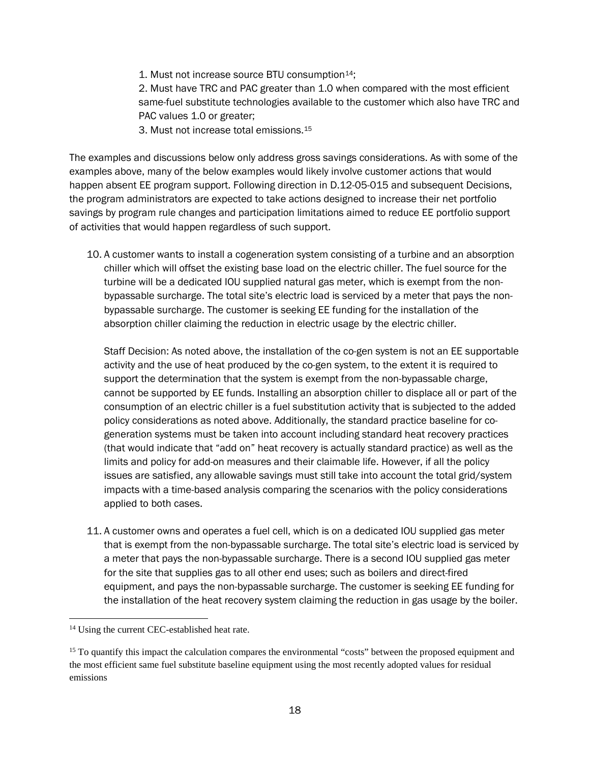1. Must not increase source BTU consumption[14];
2. Must have TRC and PAC greater than 1.0 when compared with the most efficient same-fuel substitute technologies available to the customer which also have TRC and PAC values 1.0 or greater;
3. Must not increase total emissions.[15]

The examples and discussions below only address gross savings considerations. As with some of the examples above, many of the below examples would likely involve customer actions that would happen absent EE program support. Following direction in D.12-05-015 and subsequent Decisions, the program administrators are expected to take actions designed to increase their net portfolio savings by program rule changes and participation limitations aimed to reduce EE portfolio support of activities that would happen regardless of such support.

10. A customer wants to install a cogeneration system consisting of a turbine and an absorption chiller which will offset the existing base load on the electric chiller. The fuel source for the turbine will be a dedicated IOU supplied natural gas meter, which is exempt from the non-bypassable surcharge. The total site's electric load is serviced by a meter that pays the non-bypassable surcharge. The customer is seeking EE funding for the installation of the absorption chiller claiming the reduction in electric usage by the electric chiller.

    Staff Decision: As noted above, the installation of the co-gen system is not an EE supportable activity and the use of heat produced by the co-gen system, to the extent it is required to support the determination that the system is exempt from the non-bypassable charge, cannot be supported by EE funds. Installing an absorption chiller to displace all or part of the consumption of an electric chiller is a fuel substitution activity that is subjected to the added policy considerations as noted above. Additionally, the standard practice baseline for co-generation systems must be taken into account including standard heat recovery practices (that would indicate that "add on" heat recovery is actually standard practice) as well as the limits and policy for add-on measures and their claimable life. However, if all the policy issues are satisfied, any allowable savings must still take into account the total grid/system impacts with a time-based analysis comparing the scenarios with the policy considerations applied to both cases.

11. A customer owns and operates a fuel cell, which is on a dedicated IOU supplied gas meter that is exempt from the non-bypassable surcharge. The total site's electric load is serviced by a meter that pays the non-bypassable surcharge. There is a second IOU supplied gas meter for the site that supplies gas to all other end uses; such as boilers and direct-fired equipment, and pays the non-bypassable surcharge. The customer is seeking EE funding for the installation of the heat recovery system claiming the reduction in gas usage by the boiler.

---

[14] Using the current CEC-established heat rate.

[15] To quantify this impact the calculation compares the environmental "costs" between the proposed equipment and the most efficient same fuel substitute baseline equipment using the most recently adopted values for residual emissions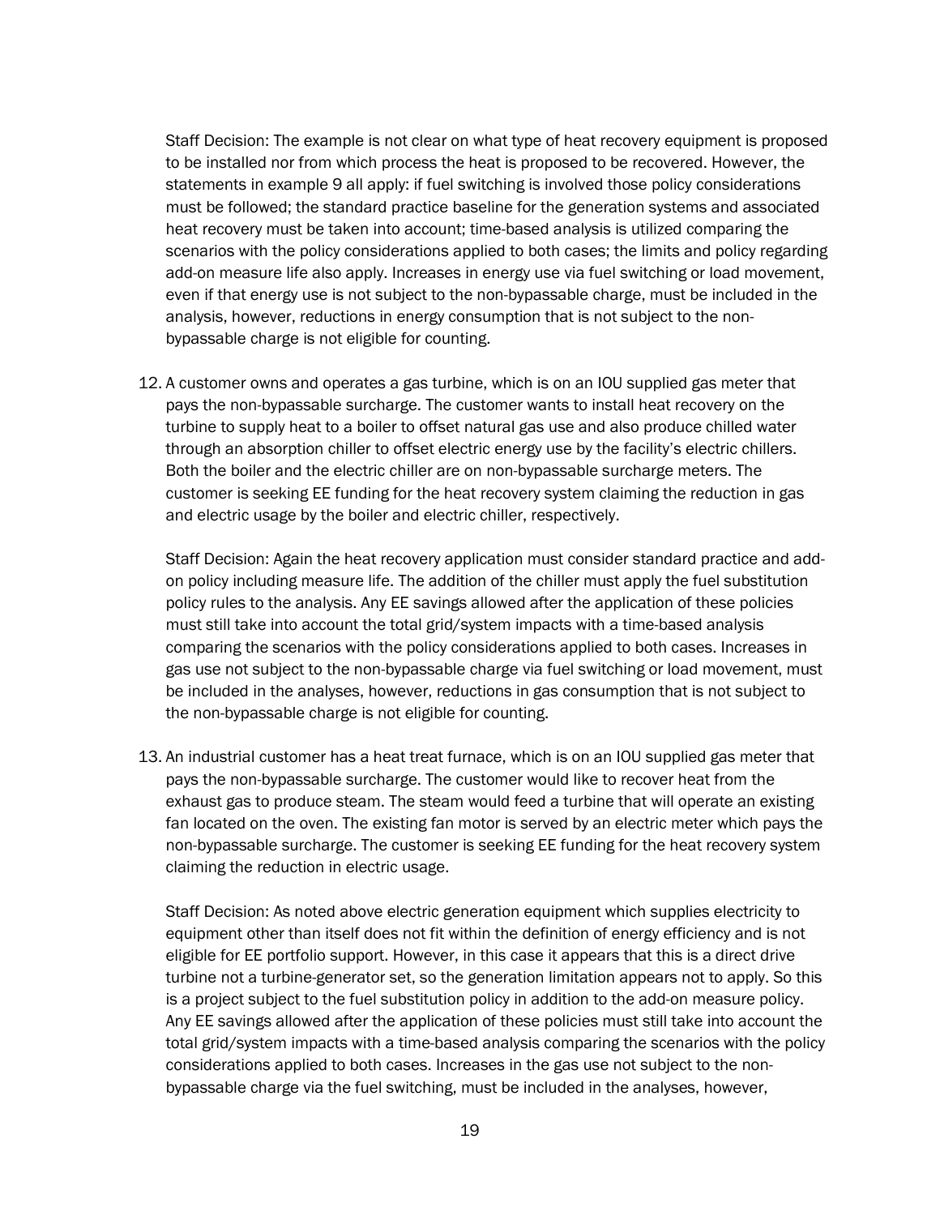Staff Decision: The example is not clear on what type of heat recovery equipment is proposed to be installed nor from which process the heat is proposed to be recovered. However, the statements in example 9 all apply: if fuel switching is involved those policy considerations must be followed; the standard practice baseline for the generation systems and associated heat recovery must be taken into account; time-based analysis is utilized comparing the scenarios with the policy considerations applied to both cases; the limits and policy regarding add-on measure life also apply. Increases in energy use via fuel switching or load movement, even if that energy use is not subject to the non-bypassable charge, must be included in the analysis, however, reductions in energy consumption that is not subject to the non-bypassable charge is not eligible for counting.

12. A customer owns and operates a gas turbine, which is on an IOU supplied gas meter that pays the non-bypassable surcharge. The customer wants to install heat recovery on the turbine to supply heat to a boiler to offset natural gas use and also produce chilled water through an absorption chiller to offset electric energy use by the facility's electric chillers. Both the boiler and the electric chiller are on non-bypassable surcharge meters. The customer is seeking EE funding for the heat recovery system claiming the reduction in gas and electric usage by the boiler and electric chiller, respectively.

    Staff Decision: Again the heat recovery application must consider standard practice and add-on policy including measure life. The addition of the chiller must apply the fuel substitution policy rules to the analysis. Any EE savings allowed after the application of these policies must still take into account the total grid/system impacts with a time-based analysis comparing the scenarios with the policy considerations applied to both cases. Increases in gas use not subject to the non-bypassable charge via fuel switching or load movement, must be included in the analyses, however, reductions in gas consumption that is not subject to the non-bypassable charge is not eligible for counting.

13. An industrial customer has a heat treat furnace, which is on an IOU supplied gas meter that pays the non-bypassable surcharge. The customer would like to recover heat from the exhaust gas to produce steam. The steam would feed a turbine that will operate an existing fan located on the oven. The existing fan motor is served by an electric meter which pays the non-bypassable surcharge. The customer is seeking EE funding for the heat recovery system claiming the reduction in electric usage.

    Staff Decision: As noted above electric generation equipment which supplies electricity to equipment other than itself does not fit within the definition of energy efficiency and is not eligible for EE portfolio support. However, in this case it appears that this is a direct drive turbine not a turbine-generator set, so the generation limitation appears not to apply. So this is a project subject to the fuel substitution policy in addition to the add-on measure policy. Any EE savings allowed after the application of these policies must still take into account the total grid/system impacts with a time-based analysis comparing the scenarios with the policy considerations applied to both cases. Increases in the gas use not subject to the non-bypassable charge via the fuel switching, must be included in the analyses, however,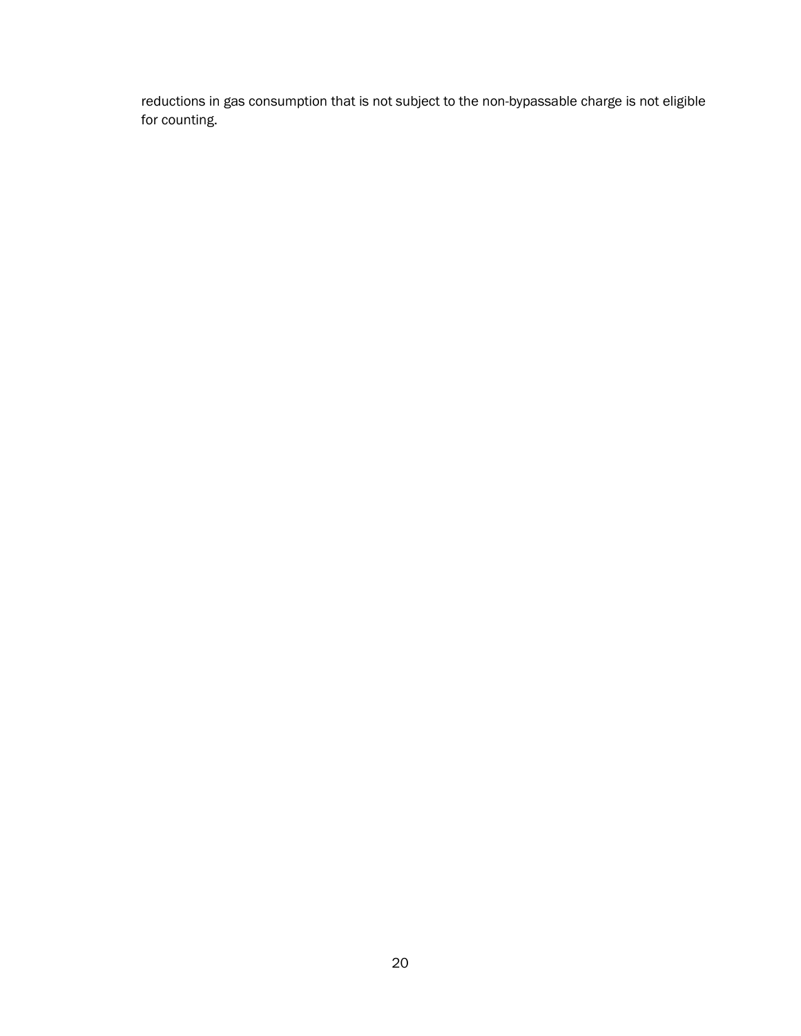reductions in gas consumption that is not subject to the non-bypassable charge is not eligible for counting.